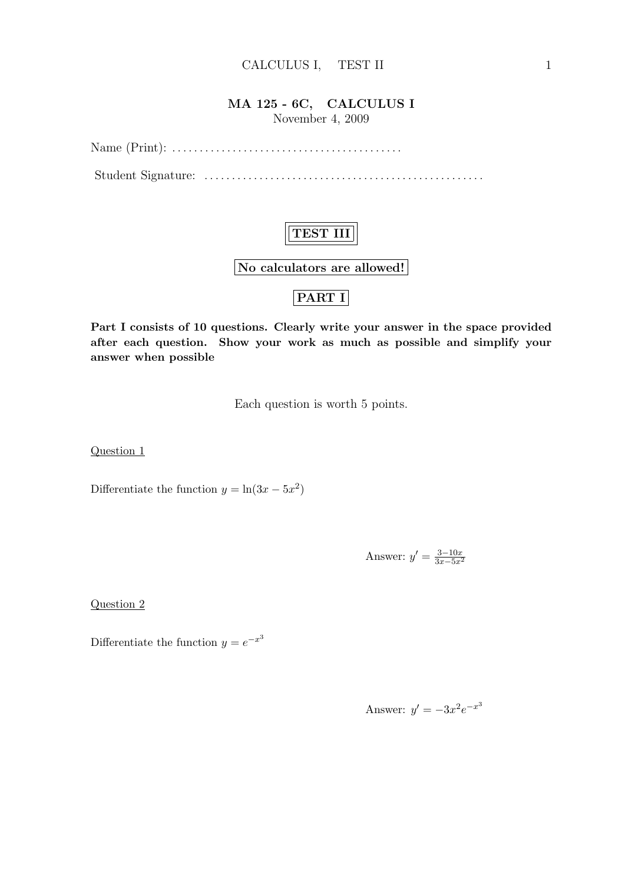**MA 125 - 6C, CALCULUS I**

November 4, 2009

Name (Print): ........................................

Student Signature: ..................................................

**TEST III**

**No calculators are allowed!**

**PART I**

**Part I consists of 10 questions. Clearly write your answer in the space provided after each question. Show your work as much as possible and simplify your answer when possible**

Each question is worth 5 points.

Question 1

Differentiate the function $y = \ln(3x - 5x^2)$

Answer: $y' = \frac{3-10x}{3x-5x^2}$

Question 2

Differentiate the function $y = e^{-x^3}$

Answer: $y' = -3x^2 e^{-x^3}$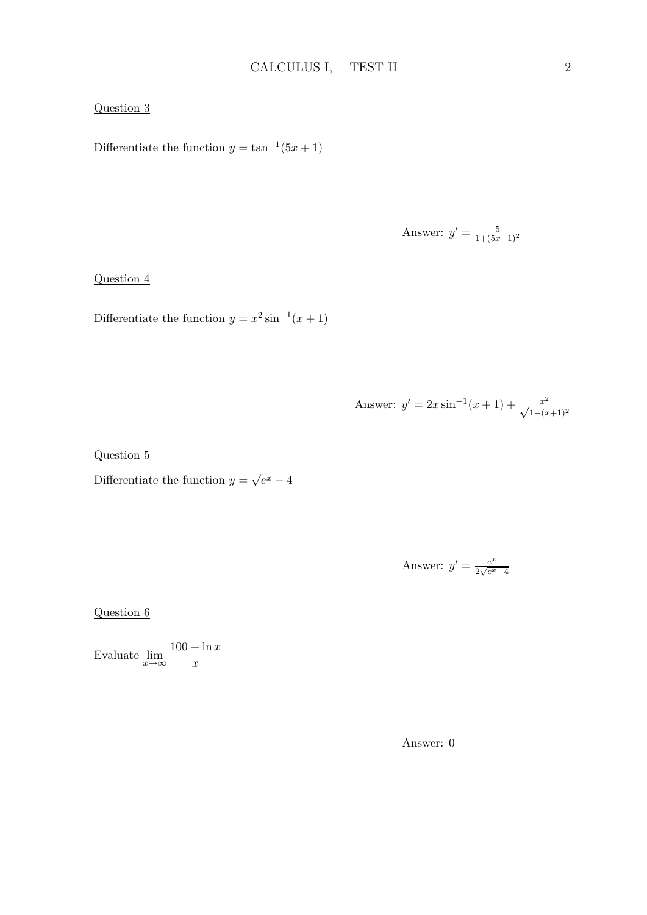Question 3

Differentiate the function $y = \tan^{-1}(5x + 1)$

Answer: $y' = \frac{5}{1+(5x+1)^2}$

Question 4

Differentiate the function $y = x^2 \sin^{-1}(x + 1)$

Answer: $y' = 2x \sin^{-1}(x + 1) + \frac{x^2}{\sqrt{1-(x+1)^2}}$

Question 5

Differentiate the function $y = \sqrt{e^x - 4}$

Answer: $y' = \frac{e^x}{2\sqrt{e^x-4}}$

Question 6

Evaluate $\lim\limits_{x \to \infty} \dfrac{100 + \ln x}{x}$

Answer: 0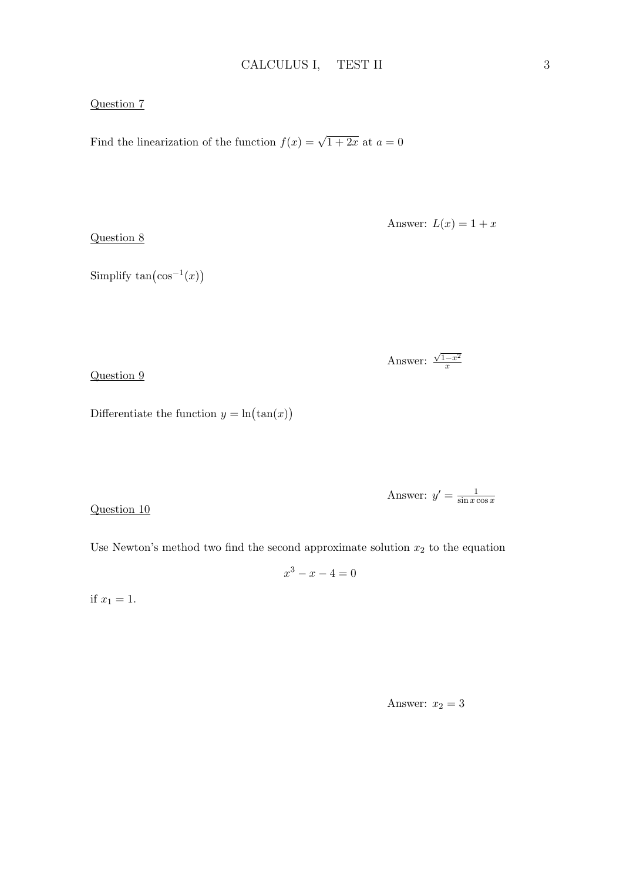Question 7

Find the linearization of the function $f(x) = \sqrt{1+2x}$ at $a = 0$

Answer: $L(x) = 1 + x$

Question 8

Simplify $\tan\bigl(\cos^{-1}(x)\bigr)$

Answer: $\frac{\sqrt{1-x^2}}{x}$

Question 9

Differentiate the function $y = \ln\bigl(\tan(x)\bigr)$

Answer: $y' = \frac{1}{\sin x \cos x}$

Question 10

Use Newton's method two find the second approximate solution $x_2$ to the equation

$$x^3 - x - 4 = 0$$

if $x_1 = 1$.

Answer: $x_2 = 3$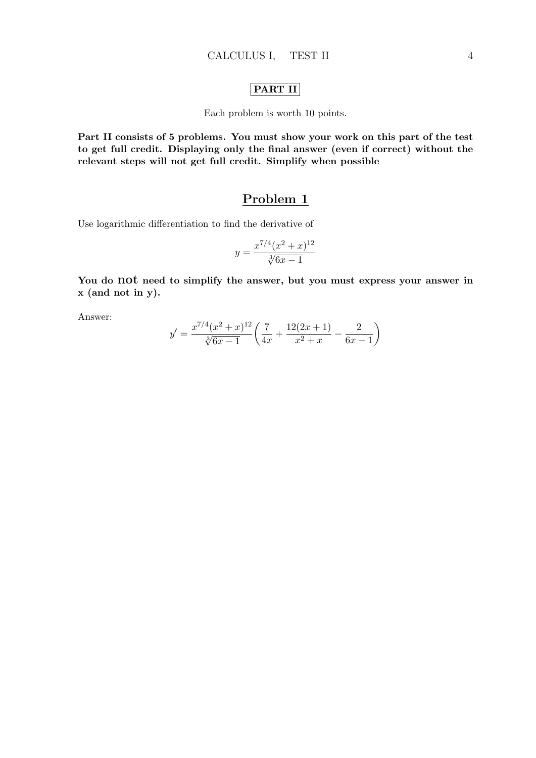**PART II**

Each problem is worth 10 points.

**Part II consists of 5 problems. You must show your work on this part of the test to get full credit. Displaying only the final answer (even if correct) without the relevant steps will not get full credit. Simplify when possible**

## Problem 1

Use logarithmic differentiation to find the derivative of

$$y = \frac{x^{7/4}(x^2+x)^{12}}{\sqrt[3]{6x-1}}$$

**You do not need to simplify the answer, but you must express your answer in x (and not in y).**

Answer:

$$y' = \frac{x^{7/4}(x^2+x)^{12}}{\sqrt[3]{6x-1}}\left(\frac{7}{4x} + \frac{12(2x+1)}{x^2+x} - \frac{2}{6x-1}\right)$$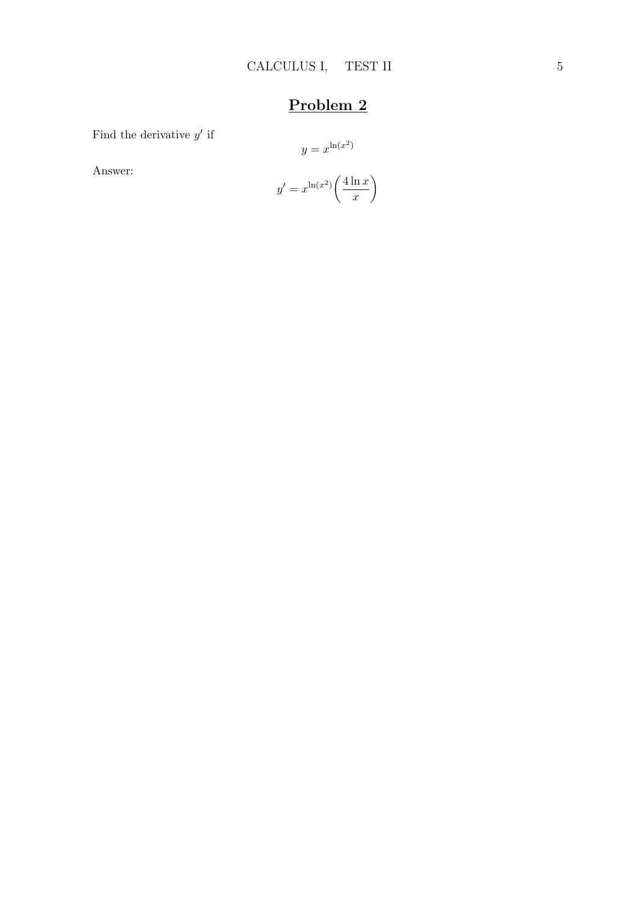## **Problem 2**

Find the derivative $y'$ if

$$y = x^{\ln(x^2)}$$

Answer:

$$y' = x^{\ln(x^2)}\left(\frac{4\ln x}{x}\right)$$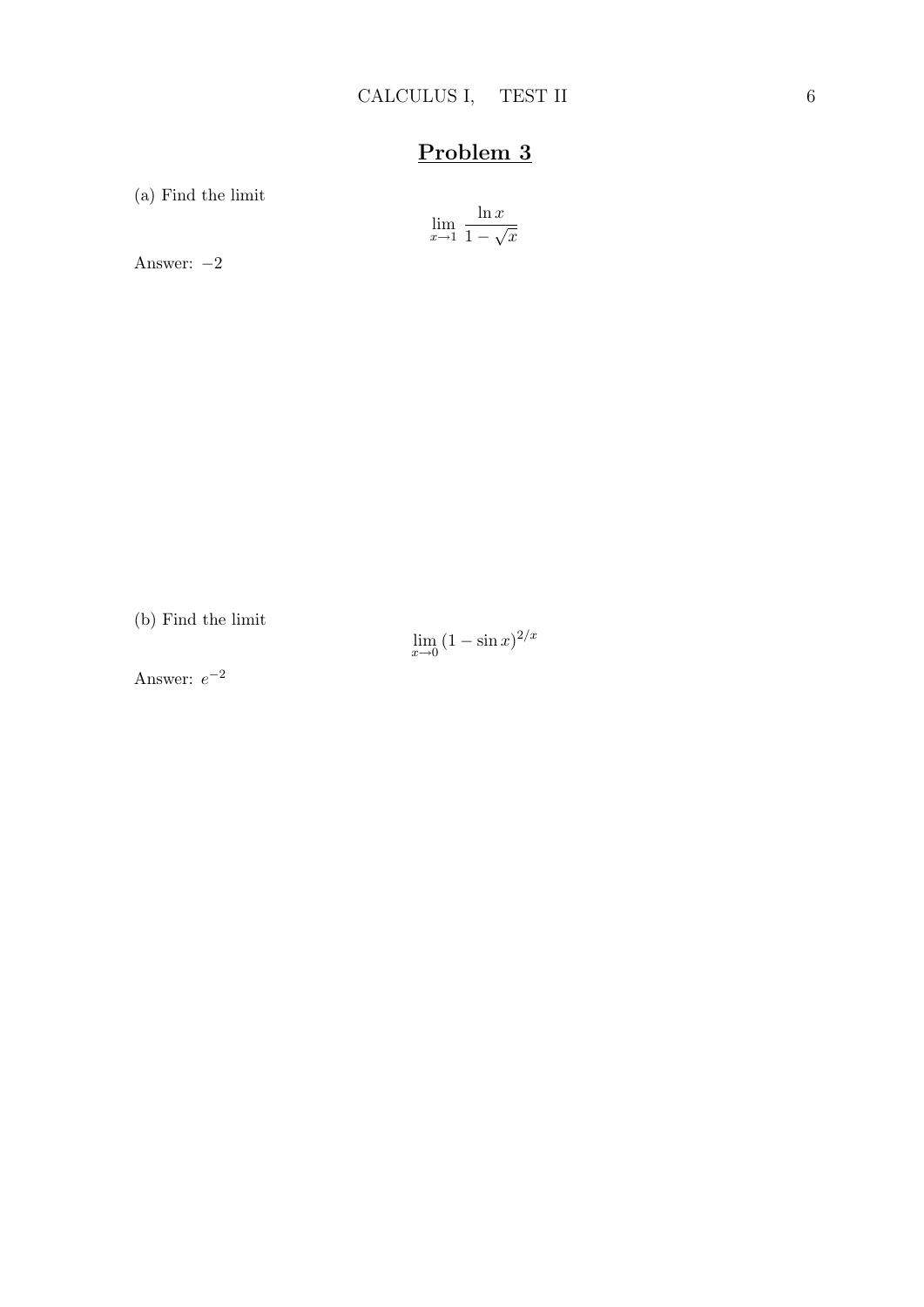## Problem 3

(a) Find the limit

$$\lim_{x \to 1} \frac{\ln x}{1 - \sqrt{x}}$$

Answer: $-2$

(b) Find the limit

$$\lim_{x \to 0} (1 - \sin x)^{2/x}$$

Answer: $e^{-2}$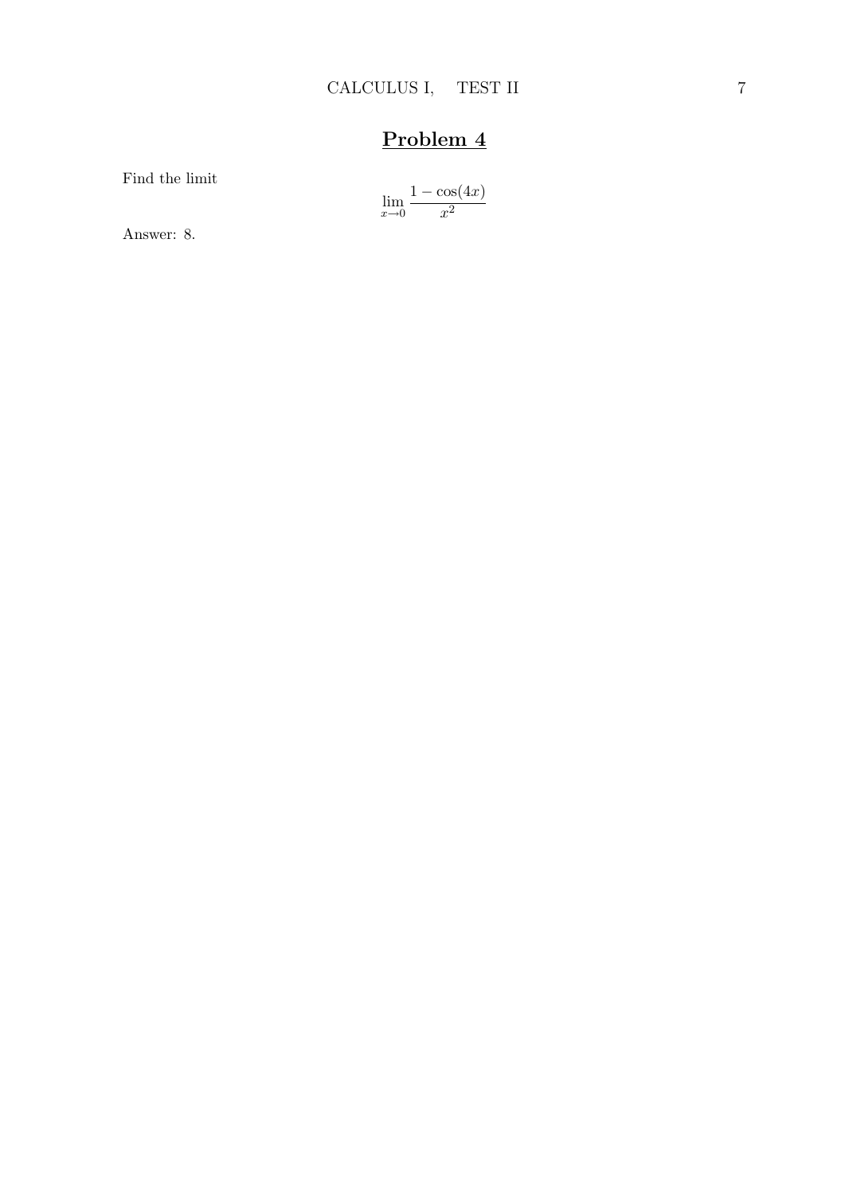# Problem 4

Find the limit

$$\lim_{x \to 0} \frac{1 - \cos(4x)}{x^2}$$

Answer: 8.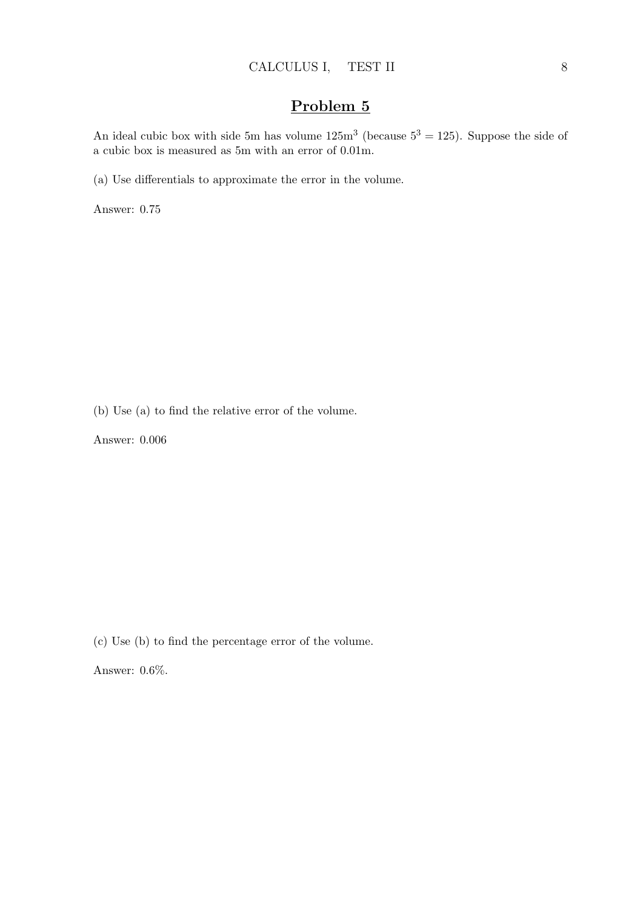## Problem 5

An ideal cubic box with side 5m has volume $125\text{m}^3$ (because $5^3 = 125$). Suppose the side of a cubic box is measured as 5m with an error of 0.01m.

(a) Use differentials to approximate the error in the volume.

Answer: 0.75

(b) Use (a) to find the relative error of the volume.

Answer: 0.006

(c) Use (b) to find the percentage error of the volume.

Answer: 0.6%.